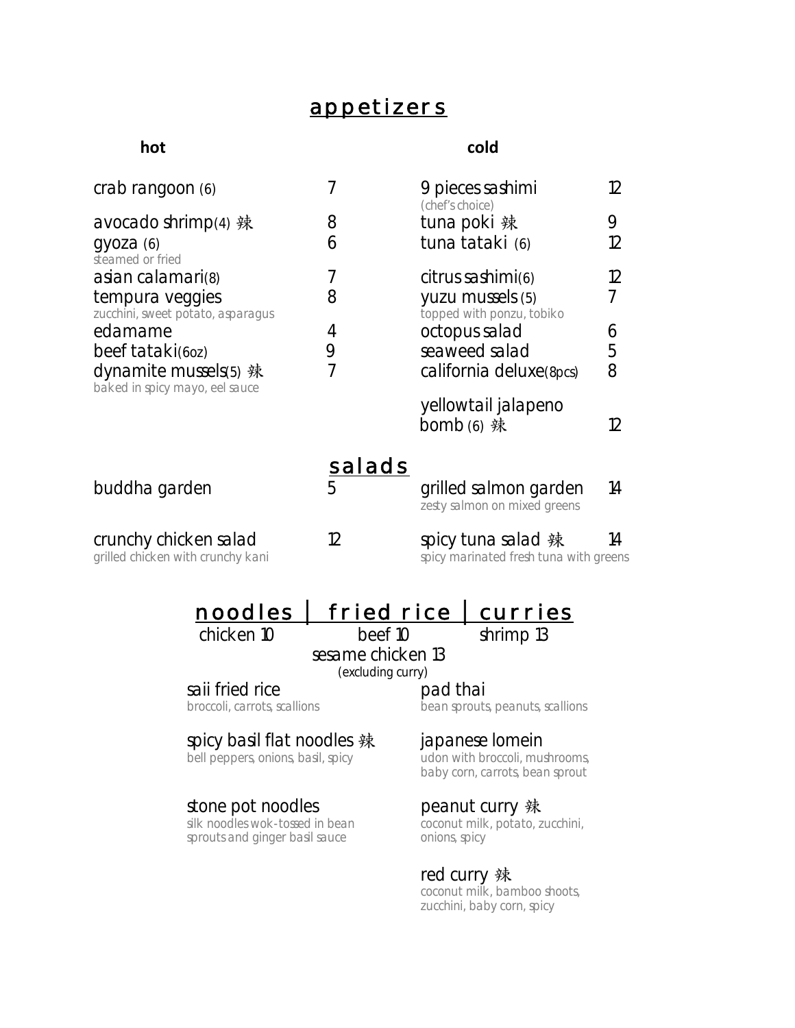# appetizers

## hot

| item | price |
|---|---|
| crab rangoon (6) | 7 |
| avocado shrimp(4) 辣 | 8 |
| gyoza (6)<br>steamed or fried | 6 |
| asian calamari(8) | 7 |
| tempura veggies<br>zucchini, sweet potato, asparagus | 8 |
| edamame | 4 |
| beef tataki(6oz) | 9 |
| dynamite mussels(5) 辣<br>baked in spicy mayo, eel sauce | 7 |

## cold

| item | price |
|---|---|
| 9 pieces sashimi<br>(chef's choice) | 12 |
| tuna poki 辣 | 9 |
| tuna tataki (6) | 12 |
| citrus sashimi(6) | 12 |
| yuzu mussels (5)<br>topped with ponzu, tobiko | 7 |
| octopus salad | 6 |
| seaweed salad | 5 |
| california deluxe(8pcs) | 8 |
| yellowtail jalapeno bomb (6) 辣 | 12 |

# salads

| item | price |
|---|---|
| buddha garden | 5 |
| crunchy chicken salad<br>grilled chicken with crunchy kani | 12 |
| grilled salmon garden<br>zesty salmon on mixed greens | 14 |
| spicy tuna salad 辣<br>spicy marinated fresh tuna with greens | 14 |

# noodles | fried rice | curries

chicken 10 beef 10 shrimp 13

sesame chicken 13
(excluding curry)

**saii fried rice**
broccoli, carrots, scallions

**spicy basil flat noodles 辣**
bell peppers, onions, basil, spicy

**stone pot noodles**
silk noodles wok-tossed in bean sprouts and ginger basil sauce

**pad thai**
bean sprouts, peanuts, scallions

**japanese lomein**
udon with broccoli, mushrooms, baby corn, carrots, bean sprout

**peanut curry 辣**
coconut milk, potato, zucchini, onions, spicy

**red curry 辣**
coconut milk, bamboo shoots, zucchini, baby corn, spicy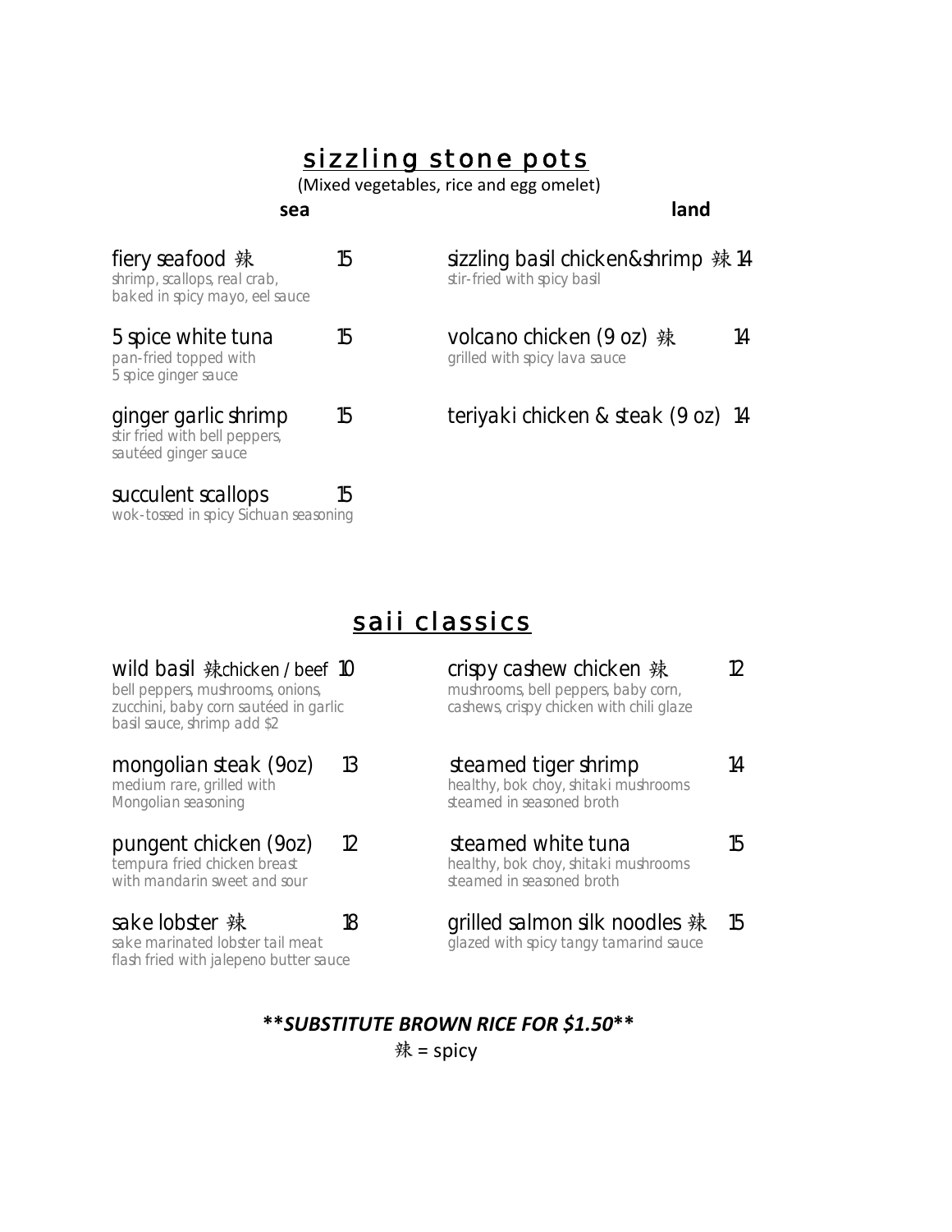## sizzling stone pots

(Mixed vegetables, rice and egg omelet)

### sea

fiery seafood 辣 15
shrimp, scallops, real crab, baked in spicy mayo, eel sauce

5 spice white tuna 15
pan-fried topped with 5 spice ginger sauce

ginger garlic shrimp 15
stir fried with bell peppers, sautéed ginger sauce

succulent scallops 15
wok-tossed in spicy Sichuan seasoning

### land

sizzling basil chicken&shrimp 辣 14
stir-fried with spicy basil

volcano chicken (9 oz) 辣 14
grilled with spicy lava sauce

teriyaki chicken & steak (9 oz) 14

## saii classics

wild basil 辣chicken / beef 10
bell peppers, mushrooms, onions, zucchini, baby corn sautéed in garlic basil sauce, shrimp add $2

mongolian steak (9oz) 13
medium rare, grilled with Mongolian seasoning

pungent chicken (9oz) 12
tempura fried chicken breast with mandarin sweet and sour

sake lobster 辣 18
sake marinated lobster tail meat flash fried with jalepeno butter sauce

crispy cashew chicken 辣 12
mushrooms, bell peppers, baby corn, cashews, crispy chicken with chili glaze

steamed tiger shrimp 14
healthy, bok choy, shitaki mushrooms steamed in seasoned broth

steamed white tuna 15
healthy, bok choy, shitaki mushrooms steamed in seasoned broth

grilled salmon silk noodles 辣 15
glazed with spicy tangy tamarind sauce

***\*\*SUBSTITUTE BROWN RICE FOR $1.50\*\****

辣 = spicy